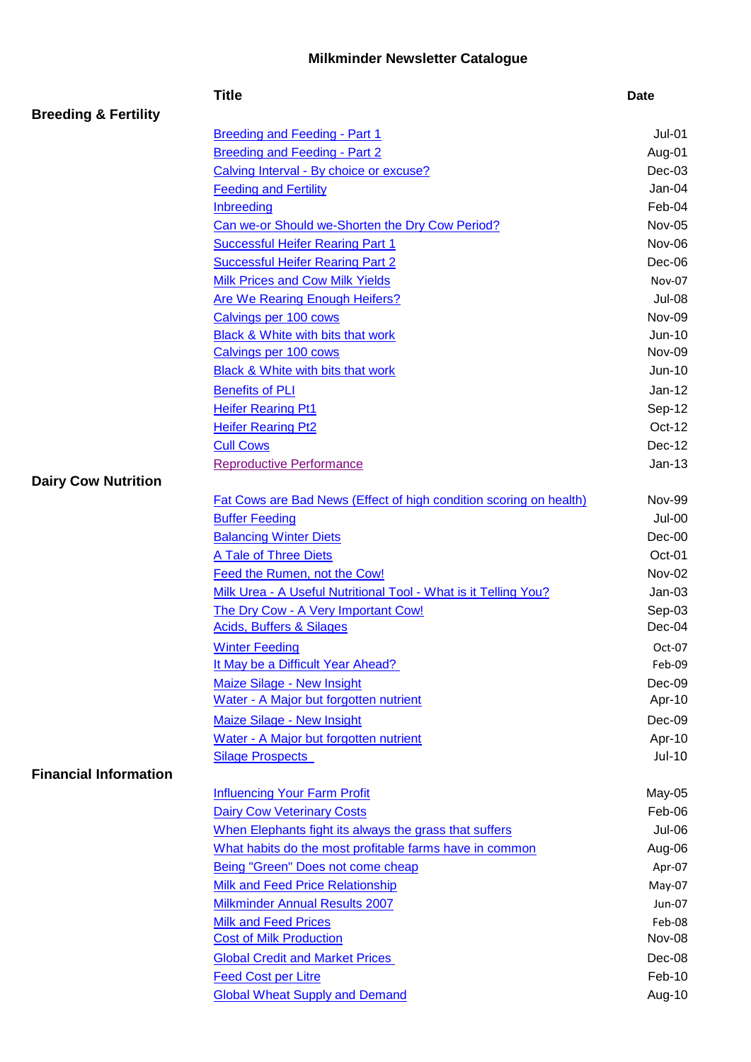# Milkminder Newsletter Catalogue

| | Title | Date |
|---|---|---|
| **Breeding & Fertility** | | |
| | Breeding and Feeding - Part 1 | Jul-01 |
| | Breeding and Feeding - Part 2 | Aug-01 |
| | Calving Interval - By choice or excuse? | Dec-03 |
| | Feeding and Fertility | Jan-04 |
| | Inbreeding | Feb-04 |
| | Can we-or Should we-Shorten the Dry Cow Period? | Nov-05 |
| | Successful Heifer Rearing Part 1 | Nov-06 |
| | Successful Heifer Rearing Part 2 | Dec-06 |
| | Milk Prices and Cow Milk Yields | Nov-07 |
| | Are We Rearing Enough Heifers? | Jul-08 |
| | Calvings per 100 cows | Nov-09 |
| | Black & White with bits that work | Jun-10 |
| | Calvings per 100 cows | Nov-09 |
| | Black & White with bits that work | Jun-10 |
| | Benefits of PLI | Jan-12 |
| | Heifer Rearing Pt1 | Sep-12 |
| | Heifer Rearing Pt2 | Oct-12 |
| | Cull Cows | Dec-12 |
| | Reproductive Performance | Jan-13 |
| **Dairy Cow Nutrition** | | |
| | Fat Cows are Bad News (Effect of high condition scoring on health) | Nov-99 |
| | Buffer Feeding | Jul-00 |
| | Balancing Winter Diets | Dec-00 |
| | A Tale of Three Diets | Oct-01 |
| | Feed the Rumen, not the Cow! | Nov-02 |
| | Milk Urea - A Useful Nutritional Tool - What is it Telling You? | Jan-03 |
| | The Dry Cow - A Very Important Cow! | Sep-03 |
| | Acids, Buffers & Silages | Dec-04 |
| | Winter Feeding | Oct-07 |
| | It May be a Difficult Year Ahead? | Feb-09 |
| | Maize Silage - New Insight | Dec-09 |
| | Water - A Major but forgotten nutrient | Apr-10 |
| | Maize Silage - New Insight | Dec-09 |
| | Water - A Major but forgotten nutrient | Apr-10 |
| | Silage Prospects | Jul-10 |
| **Financial Information** | | |
| | Influencing Your Farm Profit | May-05 |
| | Dairy Cow Veterinary Costs | Feb-06 |
| | When Elephants fight its always the grass that suffers | Jul-06 |
| | What habits do the most profitable farms have in common | Aug-06 |
| | Being "Green" Does not come cheap | Apr-07 |
| | Milk and Feed Price Relationship | May-07 |
| | Milkminder Annual Results 2007 | Jun-07 |
| | Milk and Feed Prices | Feb-08 |
| | Cost of Milk Production | Nov-08 |
| | Global Credit and Market Prices | Dec-08 |
| | Feed Cost per Litre | Feb-10 |
| | Global Wheat Supply and Demand | Aug-10 |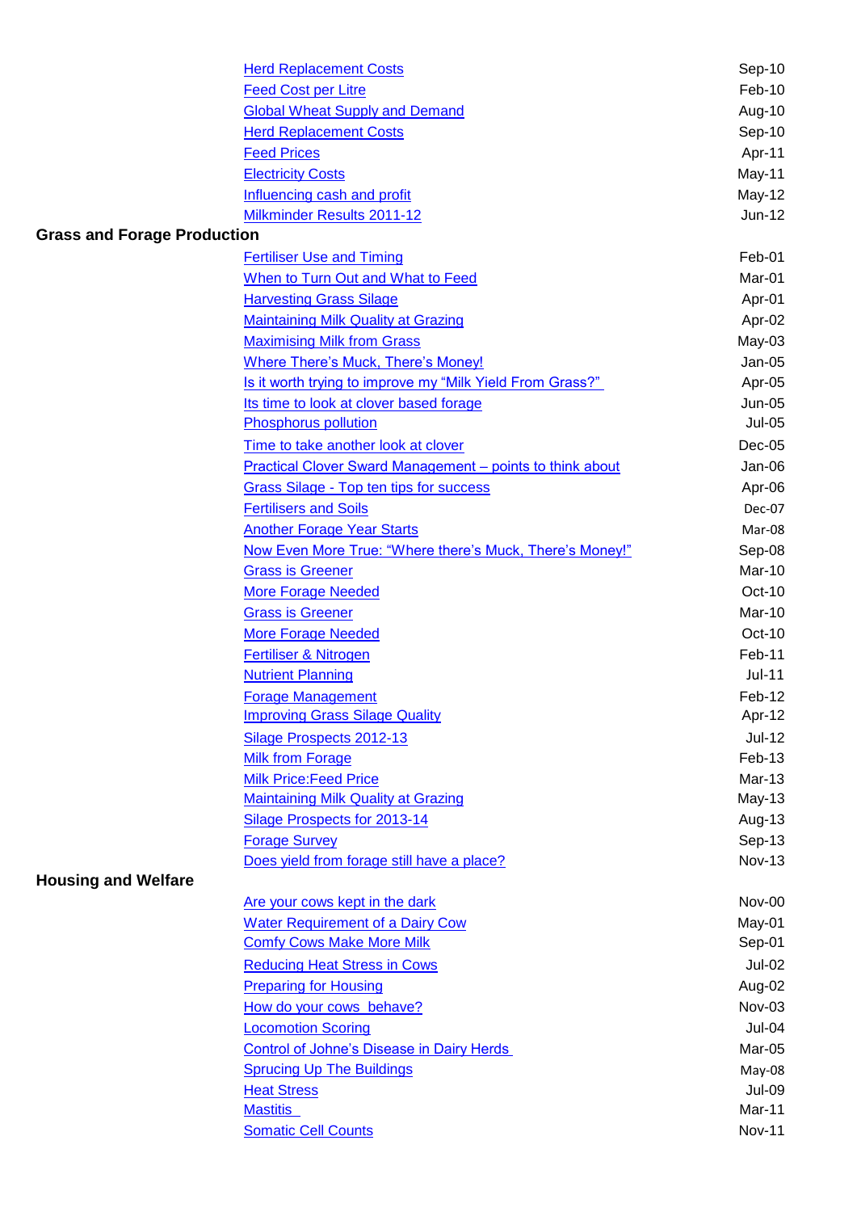| | |
|---|---|
| Herd Replacement Costs | Sep-10 |
| Feed Cost per Litre | Feb-10 |
| Global Wheat Supply and Demand | Aug-10 |
| Herd Replacement Costs | Sep-10 |
| Feed Prices | Apr-11 |
| Electricity Costs | May-11 |
| Influencing cash and profit | May-12 |
| Milkminder Results 2011-12 | Jun-12 |

**Grass and Forage Production**

| | |
|---|---|
| Fertiliser Use and Timing | Feb-01 |
| When to Turn Out and What to Feed | Mar-01 |
| Harvesting Grass Silage | Apr-01 |
| Maintaining Milk Quality at Grazing | Apr-02 |
| Maximising Milk from Grass | May-03 |
| Where There's Muck, There's Money! | Jan-05 |
| Is it worth trying to improve my "Milk Yield From Grass?" | Apr-05 |
| Its time to look at clover based forage | Jun-05 |
| Phosphorus pollution | Jul-05 |
| Time to take another look at clover | Dec-05 |
| Practical Clover Sward Management – points to think about | Jan-06 |
| Grass Silage - Top ten tips for success | Apr-06 |
| Fertilisers and Soils | Dec-07 |
| Another Forage Year Starts | Mar-08 |
| Now Even More True: "Where there's Muck, There's Money!" | Sep-08 |
| Grass is Greener | Mar-10 |
| More Forage Needed | Oct-10 |
| Grass is Greener | Mar-10 |
| More Forage Needed | Oct-10 |
| Fertiliser & Nitrogen | Feb-11 |
| Nutrient Planning | Jul-11 |
| Forage Management | Feb-12 |
| Improving Grass Silage Quality | Apr-12 |
| Silage Prospects 2012-13 | Jul-12 |
| Milk from Forage | Feb-13 |
| Milk Price:Feed Price | Mar-13 |
| Maintaining Milk Quality at Grazing | May-13 |
| Silage Prospects for 2013-14 | Aug-13 |
| Forage Survey | Sep-13 |
| Does yield from forage still have a place? | Nov-13 |

**Housing and Welfare**

| | |
|---|---|
| Are your cows kept in the dark | Nov-00 |
| Water Requirement of a Dairy Cow | May-01 |
| Comfy Cows Make More Milk | Sep-01 |
| Reducing Heat Stress in Cows | Jul-02 |
| Preparing for Housing | Aug-02 |
| How do your cows behave? | Nov-03 |
| Locomotion Scoring | Jul-04 |
| Control of Johne's Disease in Dairy Herds | Mar-05 |
| Sprucing Up The Buildings | May-08 |
| Heat Stress | Jul-09 |
| Mastitis | Mar-11 |
| Somatic Cell Counts | Nov-11 |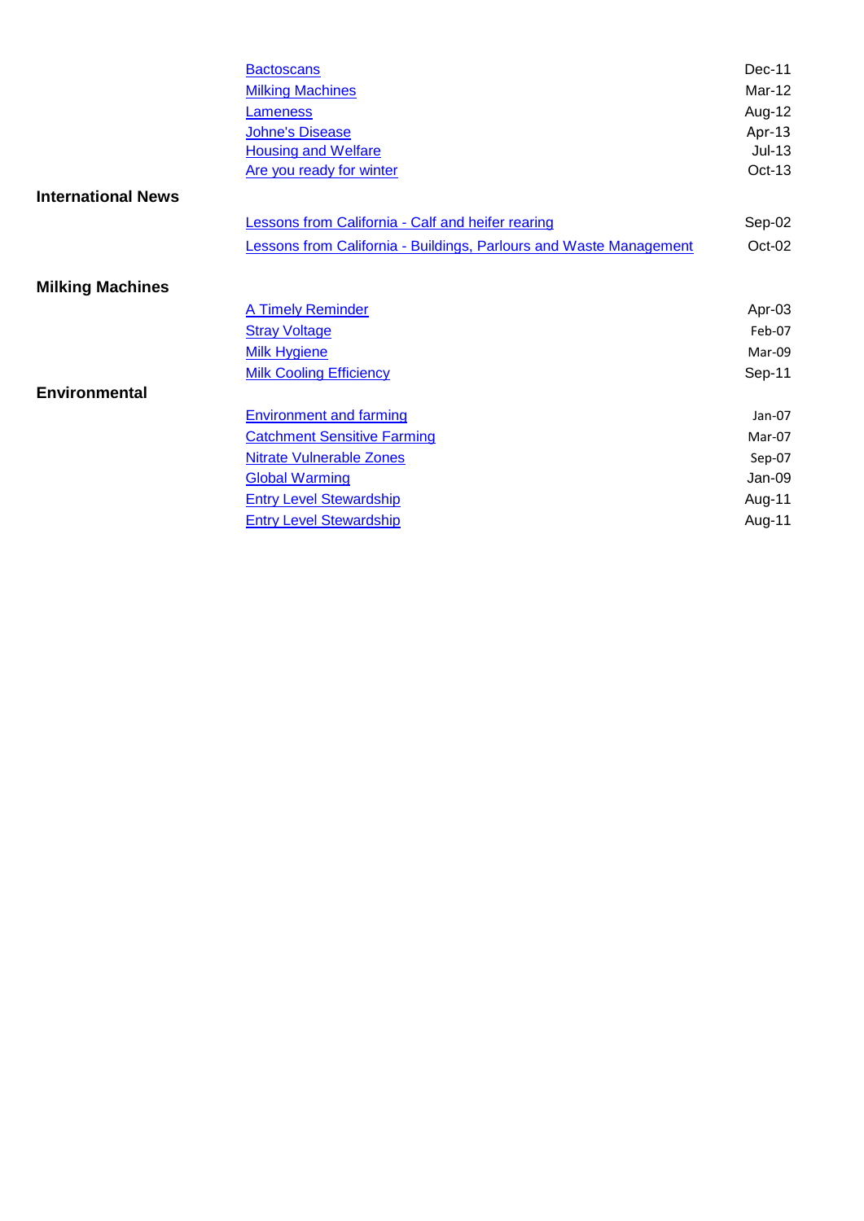| | | |
|---|---|---|
| | Bactoscans | Dec-11 |
| | Milking Machines | Mar-12 |
| | Lameness | Aug-12 |
| | Johne's Disease | Apr-13 |
| | Housing and Welfare | Jul-13 |
| | Are you ready for winter | Oct-13 |
| **International News** | | |
| | Lessons from California - Calf and heifer rearing | Sep-02 |
| | Lessons from California - Buildings, Parlours and Waste Management | Oct-02 |
| **Milking Machines** | | |
| | A Timely Reminder | Apr-03 |
| | Stray Voltage | Feb-07 |
| | Milk Hygiene | Mar-09 |
| | Milk Cooling Efficiency | Sep-11 |
| **Environmental** | | |
| | Environment and farming | Jan-07 |
| | Catchment Sensitive Farming | Mar-07 |
| | Nitrate Vulnerable Zones | Sep-07 |
| | Global Warming | Jan-09 |
| | Entry Level Stewardship | Aug-11 |
| | Entry Level Stewardship | Aug-11 |